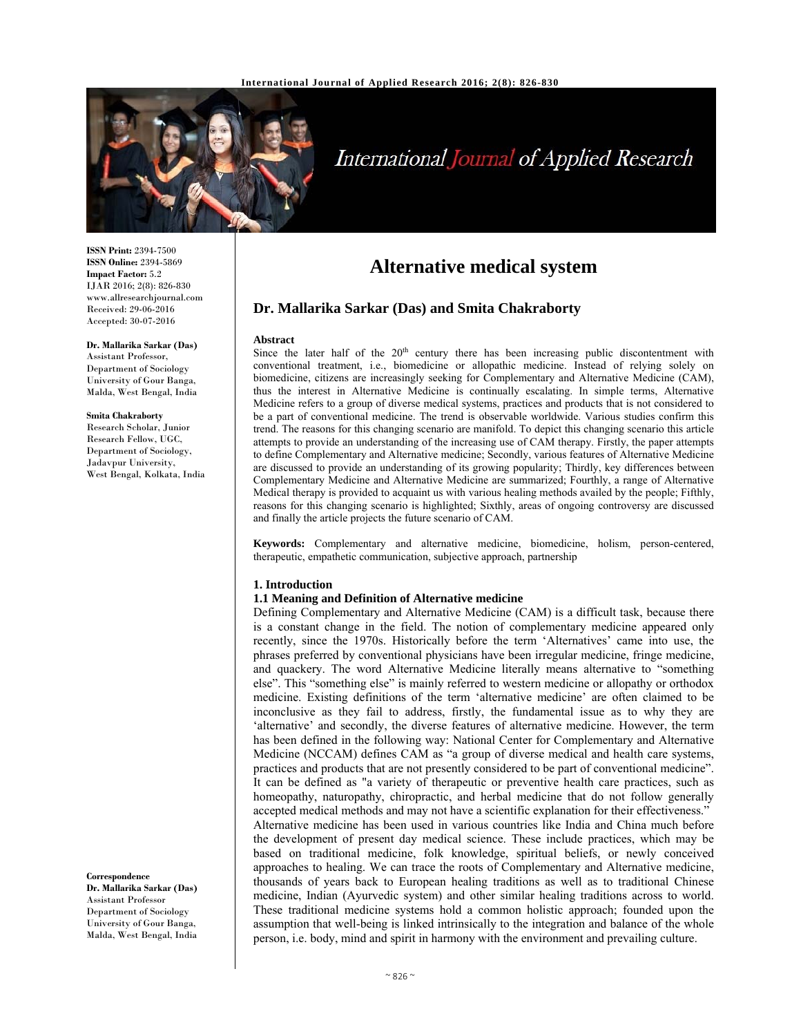# Alternative medical system

**Dr. Mallarika Sarkar (Das) and Smita Chakraborty**

ISSN Print: 2394-7500
ISSN Online: 2394-5869
Impact Factor: 5.2
IJAR 2016; 2(8): 826-830
www.allresearchjournal.com
Received: 29-06-2016
Accepted: 30-07-2016

**Dr. Mallarika Sarkar (Das)**
Assistant Professor,
Department of Sociology
University of Gour Banga,
Malda, West Bengal, India

**Smita Chakraborty**
Research Scholar, Junior
Research Fellow, UGC,
Department of Sociology,
Jadavpur University,
West Bengal, Kolkata, India

**Correspondence**
**Dr. Mallarika Sarkar (Das)**
Assistant Professor
Department of Sociology
University of Gour Banga,
Malda, West Bengal, India

## Abstract

Since the later half of the 20th century there has been increasing public discontentment with conventional treatment, i.e., biomedicine or allopathic medicine. Instead of relying solely on biomedicine, citizens are increasingly seeking for Complementary and Alternative Medicine (CAM), thus the interest in Alternative Medicine is continually escalating. In simple terms, Alternative Medicine refers to a group of diverse medical systems, practices and products that is not considered to be a part of conventional medicine. The trend is observable worldwide. Various studies confirm this trend. The reasons for this changing scenario are manifold. To depict this changing scenario this article attempts to provide an understanding of the increasing use of CAM therapy. Firstly, the paper attempts to define Complementary and Alternative medicine; Secondly, various features of Alternative Medicine are discussed to provide an understanding of its growing popularity; Thirdly, key differences between Complementary Medicine and Alternative Medicine are summarized; Fourthly, a range of Alternative Medical therapy is provided to acquaint us with various healing methods availed by the people; Fifthly, reasons for this changing scenario is highlighted; Sixthly, areas of ongoing controversy are discussed and finally the article projects the future scenario of CAM.

**Keywords:** Complementary and alternative medicine, biomedicine, holism, person-centered, therapeutic, empathetic communication, subjective approach, partnership

## 1. Introduction

### 1.1 Meaning and Definition of Alternative medicine

Defining Complementary and Alternative Medicine (CAM) is a difficult task, because there is a constant change in the field. The notion of complementary medicine appeared only recently, since the 1970s. Historically before the term 'Alternatives' came into use, the phrases preferred by conventional physicians have been irregular medicine, fringe medicine, and quackery. The word Alternative Medicine literally means alternative to "something else". This "something else" is mainly referred to western medicine or allopathy or orthodox medicine. Existing definitions of the term 'alternative medicine' are often claimed to be inconclusive as they fail to address, firstly, the fundamental issue as to why they are 'alternative' and secondly, the diverse features of alternative medicine. However, the term has been defined in the following way: National Center for Complementary and Alternative Medicine (NCCAM) defines CAM as "a group of diverse medical and health care systems, practices and products that are not presently considered to be part of conventional medicine". It can be defined as "a variety of therapeutic or preventive health care practices, such as homeopathy, naturopathy, chiropractic, and herbal medicine that do not follow generally accepted medical methods and may not have a scientific explanation for their effectiveness."

Alternative medicine has been used in various countries like India and China much before the development of present day medical science. These include practices, which may be based on traditional medicine, folk knowledge, spiritual beliefs, or newly conceived approaches to healing. We can trace the roots of Complementary and Alternative medicine, thousands of years back to European healing traditions as well as to traditional Chinese medicine, Indian (Ayurvedic system) and other similar healing traditions across to world. These traditional medicine systems hold a common holistic approach; founded upon the assumption that well-being is linked intrinsically to the integration and balance of the whole person, i.e. body, mind and spirit in harmony with the environment and prevailing culture.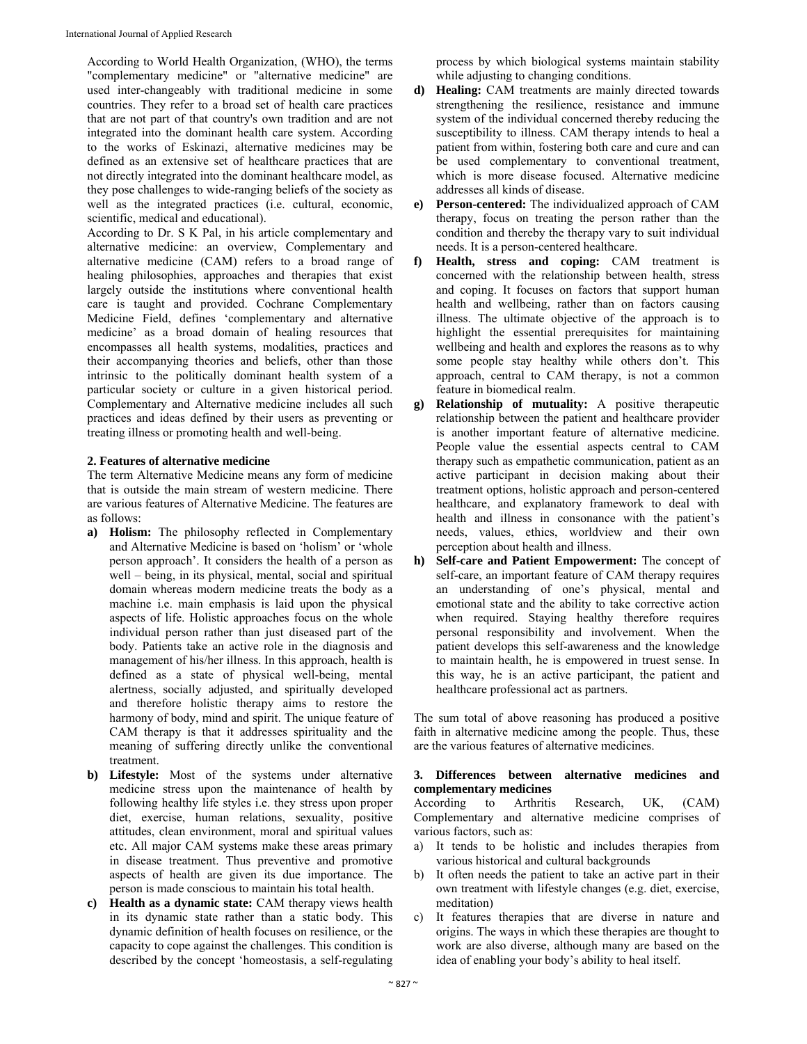According to World Health Organization, (WHO), the terms "complementary medicine" or "alternative medicine" are used inter-changeably with traditional medicine in some countries. They refer to a broad set of health care practices that are not part of that country's own tradition and are not integrated into the dominant health care system. According to the works of Eskinazi, alternative medicines may be defined as an extensive set of healthcare practices that are not directly integrated into the dominant healthcare model, as they pose challenges to wide-ranging beliefs of the society as well as the integrated practices (i.e. cultural, economic, scientific, medical and educational).

According to Dr. S K Pal, in his article complementary and alternative medicine: an overview, Complementary and alternative medicine (CAM) refers to a broad range of healing philosophies, approaches and therapies that exist largely outside the institutions where conventional health care is taught and provided. Cochrane Complementary Medicine Field, defines 'complementary and alternative medicine' as a broad domain of healing resources that encompasses all health systems, modalities, practices and their accompanying theories and beliefs, other than those intrinsic to the politically dominant health system of a particular society or culture in a given historical period. Complementary and Alternative medicine includes all such practices and ideas defined by their users as preventing or treating illness or promoting health and well-being.

## 2. Features of alternative medicine

The term Alternative Medicine means any form of medicine that is outside the main stream of western medicine. There are various features of Alternative Medicine. The features are as follows:

a) **Holism:** The philosophy reflected in Complementary and Alternative Medicine is based on 'holism' or 'whole person approach'. It considers the health of a person as well – being, in its physical, mental, social and spiritual domain whereas modern medicine treats the body as a machine i.e. main emphasis is laid upon the physical aspects of life. Holistic approaches focus on the whole individual person rather than just diseased part of the body. Patients take an active role in the diagnosis and management of his/her illness. In this approach, health is defined as a state of physical well-being, mental alertness, socially adjusted, and spiritually developed and therefore holistic therapy aims to restore the harmony of body, mind and spirit. The unique feature of CAM therapy is that it addresses spirituality and the meaning of suffering directly unlike the conventional treatment.

b) **Lifestyle:** Most of the systems under alternative medicine stress upon the maintenance of health by following healthy life styles i.e. they stress upon proper diet, exercise, human relations, sexuality, positive attitudes, clean environment, moral and spiritual values etc. All major CAM systems make these areas primary in disease treatment. Thus preventive and promotive aspects of health are given its due importance. The person is made conscious to maintain his total health.

c) **Health as a dynamic state:** CAM therapy views health in its dynamic state rather than a static body. This dynamic definition of health focuses on resilience, or the capacity to cope against the challenges. This condition is described by the concept 'homeostasis, a self-regulating process by which biological systems maintain stability while adjusting to changing conditions.

d) **Healing:** CAM treatments are mainly directed towards strengthening the resilience, resistance and immune system of the individual concerned thereby reducing the susceptibility to illness. CAM therapy intends to heal a patient from within, fostering both care and cure and can be used complementary to conventional treatment, which is more disease focused. Alternative medicine addresses all kinds of disease.

e) **Person-centered:** The individualized approach of CAM therapy, focus on treating the person rather than the condition and thereby the therapy vary to suit individual needs. It is a person-centered healthcare.

f) **Health, stress and coping:** CAM treatment is concerned with the relationship between health, stress and coping. It focuses on factors that support human health and wellbeing, rather than on factors causing illness. The ultimate objective of the approach is to highlight the essential prerequisites for maintaining wellbeing and health and explores the reasons as to why some people stay healthy while others don't. This approach, central to CAM therapy, is not a common feature in biomedical realm.

g) **Relationship of mutuality:** A positive therapeutic relationship between the patient and healthcare provider is another important feature of alternative medicine. People value the essential aspects central to CAM therapy such as empathetic communication, patient as an active participant in decision making about their treatment options, holistic approach and person-centered healthcare, and explanatory framework to deal with health and illness in consonance with the patient's needs, values, ethics, worldview and their own perception about health and illness.

h) **Self-care and Patient Empowerment:** The concept of self-care, an important feature of CAM therapy requires an understanding of one's physical, mental and emotional state and the ability to take corrective action when required. Staying healthy therefore requires personal responsibility and involvement. When the patient develops this self-awareness and the knowledge to maintain health, he is empowered in truest sense. In this way, he is an active participant, the patient and healthcare professional act as partners.

The sum total of above reasoning has produced a positive faith in alternative medicine among the people. Thus, these are the various features of alternative medicines.

## 3. Differences between alternative medicines and complementary medicines

According to Arthritis Research, UK, (CAM) Complementary and alternative medicine comprises of various factors, such as:

a) It tends to be holistic and includes therapies from various historical and cultural backgrounds
b) It often needs the patient to take an active part in their own treatment with lifestyle changes (e.g. diet, exercise, meditation)
c) It features therapies that are diverse in nature and origins. The ways in which these therapies are thought to work are also diverse, although many are based on the idea of enabling your body's ability to heal itself.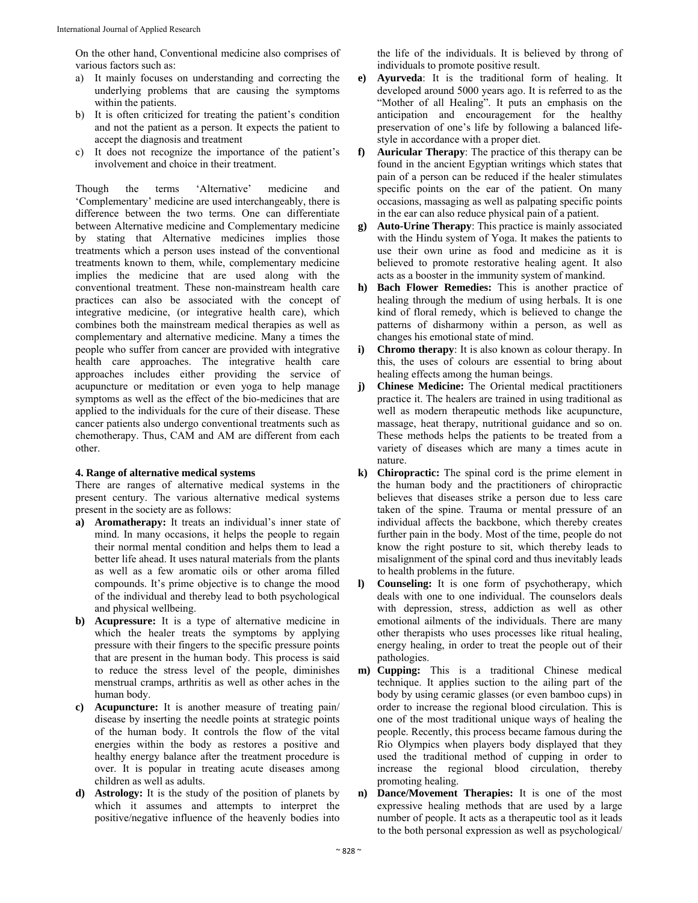On the other hand, Conventional medicine also comprises of various factors such as:

a) It mainly focuses on understanding and correcting the underlying problems that are causing the symptoms within the patients.
b) It is often criticized for treating the patient's condition and not the patient as a person. It expects the patient to accept the diagnosis and treatment
c) It does not recognize the importance of the patient's involvement and choice in their treatment.

Though the terms 'Alternative' medicine and 'Complementary' medicine are used interchangeably, there is difference between the two terms. One can differentiate between Alternative medicine and Complementary medicine by stating that Alternative medicines implies those treatments which a person uses instead of the conventional treatments known to them, while, complementary medicine implies the medicine that are used along with the conventional treatment. These non-mainstream health care practices can also be associated with the concept of integrative medicine, (or integrative health care), which combines both the mainstream medical therapies as well as complementary and alternative medicine. Many a times the people who suffer from cancer are provided with integrative health care approaches. The integrative health care approaches includes either providing the service of acupuncture or meditation or even yoga to help manage symptoms as well as the effect of the bio-medicines that are applied to the individuals for the cure of their disease. These cancer patients also undergo conventional treatments such as chemotherapy. Thus, CAM and AM are different from each other.

## 4. Range of alternative medical systems

There are ranges of alternative medical systems in the present century. The various alternative medical systems present in the society are as follows:

a) **Aromatherapy:** It treats an individual's inner state of mind. In many occasions, it helps the people to regain their normal mental condition and helps them to lead a better life ahead. It uses natural materials from the plants as well as a few aromatic oils or other aroma filled compounds. It's prime objective is to change the mood of the individual and thereby lead to both psychological and physical wellbeing.
b) **Acupressure:** It is a type of alternative medicine in which the healer treats the symptoms by applying pressure with their fingers to the specific pressure points that are present in the human body. This process is said to reduce the stress level of the people, diminishes menstrual cramps, arthritis as well as other aches in the human body.
c) **Acupuncture:** It is another measure of treating pain/ disease by inserting the needle points at strategic points of the human body. It controls the flow of the vital energies within the body as restores a positive and healthy energy balance after the treatment procedure is over. It is popular in treating acute diseases among children as well as adults.
d) **Astrology:** It is the study of the position of planets by which it assumes and attempts to interpret the positive/negative influence of the heavenly bodies into the life of the individuals. It is believed by throng of individuals to promote positive result.
e) **Ayurveda**: It is the traditional form of healing. It developed around 5000 years ago. It is referred to as the "Mother of all Healing". It puts an emphasis on the anticipation and encouragement for the healthy preservation of one's life by following a balanced life-style in accordance with a proper diet.
f) **Auricular Therapy**: The practice of this therapy can be found in the ancient Egyptian writings which states that pain of a person can be reduced if the healer stimulates specific points on the ear of the patient. On many occasions, massaging as well as palpating specific points in the ear can also reduce physical pain of a patient.
g) **Auto-Urine Therapy**: This practice is mainly associated with the Hindu system of Yoga. It makes the patients to use their own urine as food and medicine as it is believed to promote restorative healing agent. It also acts as a booster in the immunity system of mankind.
h) **Bach Flower Remedies:** This is another practice of healing through the medium of using herbals. It is one kind of floral remedy, which is believed to change the patterns of disharmony within a person, as well as changes his emotional state of mind.
i) **Chromo therapy**: It is also known as colour therapy. In this, the uses of colours are essential to bring about healing effects among the human beings.
j) **Chinese Medicine:** The Oriental medical practitioners practice it. The healers are trained in using traditional as well as modern therapeutic methods like acupuncture, massage, heat therapy, nutritional guidance and so on. These methods helps the patients to be treated from a variety of diseases which are many a times acute in nature.
k) **Chiropractic:** The spinal cord is the prime element in the human body and the practitioners of chiropractic believes that diseases strike a person due to less care taken of the spine. Trauma or mental pressure of an individual affects the backbone, which thereby creates further pain in the body. Most of the time, people do not know the right posture to sit, which thereby leads to misalignment of the spinal cord and thus inevitably leads to health problems in the future.
l) **Counseling:** It is one form of psychotherapy, which deals with one to one individual. The counselors deals with depression, stress, addiction as well as other emotional ailments of the individuals. There are many other therapists who uses processes like ritual healing, energy healing, in order to treat the people out of their pathologies.
m) **Cupping:** This is a traditional Chinese medical technique. It applies suction to the ailing part of the body by using ceramic glasses (or even bamboo cups) in order to increase the regional blood circulation. This is one of the most traditional unique ways of healing the people. Recently, this process became famous during the Rio Olympics when players body displayed that they used the traditional method of cupping in order to increase the regional blood circulation, thereby promoting healing.
n) **Dance/Movement Therapies:** It is one of the most expressive healing methods that are used by a large number of people. It acts as a therapeutic tool as it leads to the both personal expression as well as psychological/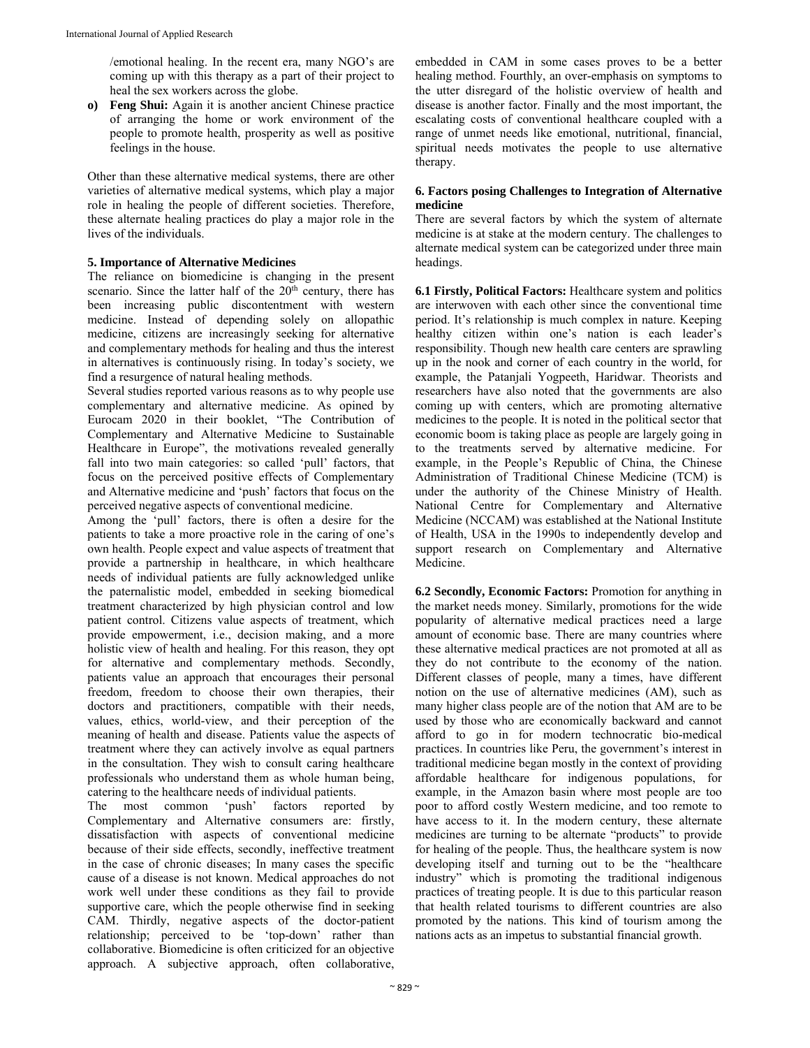/emotional healing. In the recent era, many NGO's are coming up with this therapy as a part of their project to heal the sex workers across the globe.

**o) Feng Shui:** Again it is another ancient Chinese practice of arranging the home or work environment of the people to promote health, prosperity as well as positive feelings in the house.

Other than these alternative medical systems, there are other varieties of alternative medical systems, which play a major role in healing the people of different societies. Therefore, these alternate healing practices do play a major role in the lives of the individuals.

### 5. Importance of Alternative Medicines

The reliance on biomedicine is changing in the present scenario. Since the latter half of the 20th century, there has been increasing public discontentment with western medicine. Instead of depending solely on allopathic medicine, citizens are increasingly seeking for alternative and complementary methods for healing and thus the interest in alternatives is continuously rising. In today's society, we find a resurgence of natural healing methods.

Several studies reported various reasons as to why people use complementary and alternative medicine. As opined by Eurocam 2020 in their booklet, "The Contribution of Complementary and Alternative Medicine to Sustainable Healthcare in Europe", the motivations revealed generally fall into two main categories: so called 'pull' factors, that focus on the perceived positive effects of Complementary and Alternative medicine and 'push' factors that focus on the perceived negative aspects of conventional medicine.

Among the 'pull' factors, there is often a desire for the patients to take a more proactive role in the caring of one's own health. People expect and value aspects of treatment that provide a partnership in healthcare, in which healthcare needs of individual patients are fully acknowledged unlike the paternalistic model, embedded in seeking biomedical treatment characterized by high physician control and low patient control. Citizens value aspects of treatment, which provide empowerment, i.e., decision making, and a more holistic view of health and healing. For this reason, they opt for alternative and complementary methods. Secondly, patients value an approach that encourages their personal freedom, freedom to choose their own therapies, their doctors and practitioners, compatible with their needs, values, ethics, world-view, and their perception of the meaning of health and disease. Patients value the aspects of treatment where they can actively involve as equal partners in the consultation. They wish to consult caring healthcare professionals who understand them as whole human being, catering to the healthcare needs of individual patients.

The most common 'push' factors reported by Complementary and Alternative consumers are: firstly, dissatisfaction with aspects of conventional medicine because of their side effects, secondly, ineffective treatment in the case of chronic diseases; In many cases the specific cause of a disease is not known. Medical approaches do not work well under these conditions as they fail to provide supportive care, which the people otherwise find in seeking CAM. Thirdly, negative aspects of the doctor-patient relationship; perceived to be 'top-down' rather than collaborative. Biomedicine is often criticized for an objective approach. A subjective approach, often collaborative, embedded in CAM in some cases proves to be a better healing method. Fourthly, an over-emphasis on symptoms to the utter disregard of the holistic overview of health and disease is another factor. Finally and the most important, the escalating costs of conventional healthcare coupled with a range of unmet needs like emotional, nutritional, financial, spiritual needs motivates the people to use alternative therapy.

### 6. Factors posing Challenges to Integration of Alternative medicine

There are several factors by which the system of alternate medicine is at stake at the modern century. The challenges to alternate medical system can be categorized under three main headings.

**6.1 Firstly, Political Factors:** Healthcare system and politics are interwoven with each other since the conventional time period. It's relationship is much complex in nature. Keeping healthy citizen within one's nation is each leader's responsibility. Though new health care centers are sprawling up in the nook and corner of each country in the world, for example, the Patanjali Yogpeeth, Haridwar. Theorists and researchers have also noted that the governments are also coming up with centers, which are promoting alternative medicines to the people. It is noted in the political sector that economic boom is taking place as people are largely going in to the treatments served by alternative medicine. For example, in the People's Republic of China, the Chinese Administration of Traditional Chinese Medicine (TCM) is under the authority of the Chinese Ministry of Health. National Centre for Complementary and Alternative Medicine (NCCAM) was established at the National Institute of Health, USA in the 1990s to independently develop and support research on Complementary and Alternative Medicine.

**6.2 Secondly, Economic Factors:** Promotion for anything in the market needs money. Similarly, promotions for the wide popularity of alternative medical practices need a large amount of economic base. There are many countries where these alternative medical practices are not promoted at all as they do not contribute to the economy of the nation. Different classes of people, many a times, have different notion on the use of alternative medicines (AM), such as many higher class people are of the notion that AM are to be used by those who are economically backward and cannot afford to go in for modern technocratic bio-medical practices. In countries like Peru, the government's interest in traditional medicine began mostly in the context of providing affordable healthcare for indigenous populations, for example, in the Amazon basin where most people are too poor to afford costly Western medicine, and too remote to have access to it. In the modern century, these alternate medicines are turning to be alternate "products" to provide for healing of the people. Thus, the healthcare system is now developing itself and turning out to be the "healthcare industry" which is promoting the traditional indigenous practices of treating people. It is due to this particular reason that health related tourisms to different countries are also promoted by the nations. This kind of tourism among the nations acts as an impetus to substantial financial growth.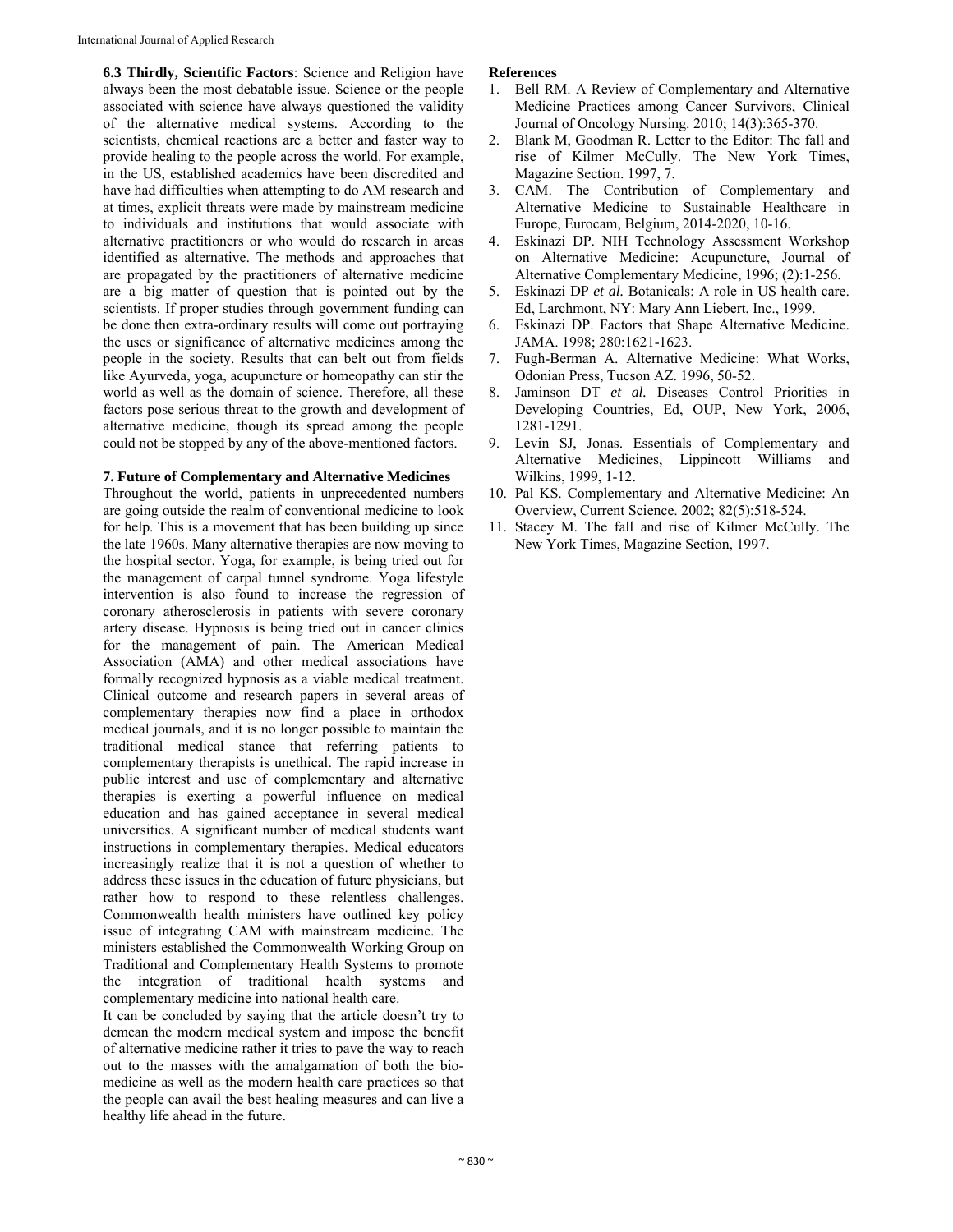**6.3 Thirdly, Scientific Factors**: Science and Religion have always been the most debatable issue. Science or the people associated with science have always questioned the validity of the alternative medical systems. According to the scientists, chemical reactions are a better and faster way to provide healing to the people across the world. For example, in the US, established academics have been discredited and have had difficulties when attempting to do AM research and at times, explicit threats were made by mainstream medicine to individuals and institutions that would associate with alternative practitioners or who would do research in areas identified as alternative. The methods and approaches that are propagated by the practitioners of alternative medicine are a big matter of question that is pointed out by the scientists. If proper studies through government funding can be done then extra-ordinary results will come out portraying the uses or significance of alternative medicines among the people in the society. Results that can belt out from fields like Ayurveda, yoga, acupuncture or homeopathy can stir the world as well as the domain of science. Therefore, all these factors pose serious threat to the growth and development of alternative medicine, though its spread among the people could not be stopped by any of the above-mentioned factors.

## 7. Future of Complementary and Alternative Medicines

Throughout the world, patients in unprecedented numbers are going outside the realm of conventional medicine to look for help. This is a movement that has been building up since the late 1960s. Many alternative therapies are now moving to the hospital sector. Yoga, for example, is being tried out for the management of carpal tunnel syndrome. Yoga lifestyle intervention is also found to increase the regression of coronary atherosclerosis in patients with severe coronary artery disease. Hypnosis is being tried out in cancer clinics for the management of pain. The American Medical Association (AMA) and other medical associations have formally recognized hypnosis as a viable medical treatment. Clinical outcome and research papers in several areas of complementary therapies now find a place in orthodox medical journals, and it is no longer possible to maintain the traditional medical stance that referring patients to complementary therapists is unethical. The rapid increase in public interest and use of complementary and alternative therapies is exerting a powerful influence on medical education and has gained acceptance in several medical universities. A significant number of medical students want instructions in complementary therapies. Medical educators increasingly realize that it is not a question of whether to address these issues in the education of future physicians, but rather how to respond to these relentless challenges. Commonwealth health ministers have outlined key policy issue of integrating CAM with mainstream medicine. The ministers established the Commonwealth Working Group on Traditional and Complementary Health Systems to promote the integration of traditional health systems and complementary medicine into national health care.

It can be concluded by saying that the article doesn't try to demean the modern medical system and impose the benefit of alternative medicine rather it tries to pave the way to reach out to the masses with the amalgamation of both the bio-medicine as well as the modern health care practices so that the people can avail the best healing measures and can live a healthy life ahead in the future.

## References

1. Bell RM. A Review of Complementary and Alternative Medicine Practices among Cancer Survivors, Clinical Journal of Oncology Nursing. 2010; 14(3):365-370.
2. Blank M, Goodman R. Letter to the Editor: The fall and rise of Kilmer McCully. The New York Times, Magazine Section. 1997, 7.
3. CAM. The Contribution of Complementary and Alternative Medicine to Sustainable Healthcare in Europe, Eurocam, Belgium, 2014-2020, 10-16.
4. Eskinazi DP. NIH Technology Assessment Workshop on Alternative Medicine: Acupuncture, Journal of Alternative Complementary Medicine, 1996; (2):1-256.
5. Eskinazi DP *et al.* Botanicals: A role in US health care. Ed, Larchmont, NY: Mary Ann Liebert, Inc., 1999.
6. Eskinazi DP. Factors that Shape Alternative Medicine. JAMA. 1998; 280:1621-1623.
7. Fugh-Berman A. Alternative Medicine: What Works, Odonian Press, Tucson AZ. 1996, 50-52.
8. Jaminson DT *et al.* Diseases Control Priorities in Developing Countries, Ed, OUP, New York, 2006, 1281-1291.
9. Levin SJ, Jonas. Essentials of Complementary and Alternative Medicines, Lippincott Williams and Wilkins, 1999, 1-12.
10. Pal KS. Complementary and Alternative Medicine: An Overview, Current Science. 2002; 82(5):518-524.
11. Stacey M. The fall and rise of Kilmer McCully. The New York Times, Magazine Section, 1997.